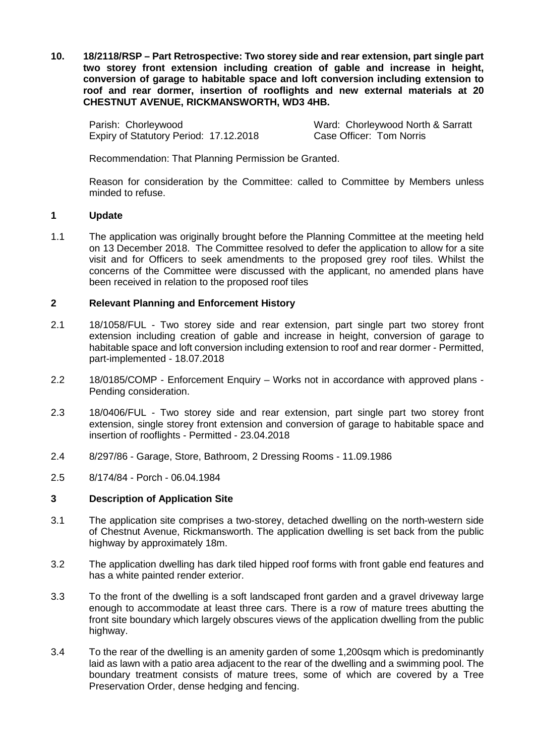**10. 18/2118/RSP – Part Retrospective: Two storey side and rear extension, part single part two storey front extension including creation of gable and increase in height, conversion of garage to habitable space and loft conversion including extension to roof and rear dormer, insertion of rooflights and new external materials at 20 CHESTNUT AVENUE, RICKMANSWORTH, WD3 4HB.**

Parish: Chorleywood
Ward: Chorleywood North & Sarratt
Expiry of Statutory Period: 17.12.2018
Case Officer: Tom Norris

Recommendation: That Planning Permission be Granted.

Reason for consideration by the Committee: called to Committee by Members unless minded to refuse.

## 1 Update

1.1 The application was originally brought before the Planning Committee at the meeting held on 13 December 2018. The Committee resolved to defer the application to allow for a site visit and for Officers to seek amendments to the proposed grey roof tiles. Whilst the concerns of the Committee were discussed with the applicant, no amended plans have been received in relation to the proposed roof tiles

## 2 Relevant Planning and Enforcement History

2.1 18/1058/FUL - Two storey side and rear extension, part single part two storey front extension including creation of gable and increase in height, conversion of garage to habitable space and loft conversion including extension to roof and rear dormer - Permitted, part-implemented - 18.07.2018

2.2 18/0185/COMP - Enforcement Enquiry – Works not in accordance with approved plans - Pending consideration.

2.3 18/0406/FUL - Two storey side and rear extension, part single part two storey front extension, single storey front extension and conversion of garage to habitable space and insertion of rooflights - Permitted - 23.04.2018

2.4 8/297/86 - Garage, Store, Bathroom, 2 Dressing Rooms - 11.09.1986

2.5 8/174/84 - Porch - 06.04.1984

## 3 Description of Application Site

3.1 The application site comprises a two-storey, detached dwelling on the north-western side of Chestnut Avenue, Rickmansworth. The application dwelling is set back from the public highway by approximately 18m.

3.2 The application dwelling has dark tiled hipped roof forms with front gable end features and has a white painted render exterior.

3.3 To the front of the dwelling is a soft landscaped front garden and a gravel driveway large enough to accommodate at least three cars. There is a row of mature trees abutting the front site boundary which largely obscures views of the application dwelling from the public highway.

3.4 To the rear of the dwelling is an amenity garden of some 1,200sqm which is predominantly laid as lawn with a patio area adjacent to the rear of the dwelling and a swimming pool. The boundary treatment consists of mature trees, some of which are covered by a Tree Preservation Order, dense hedging and fencing.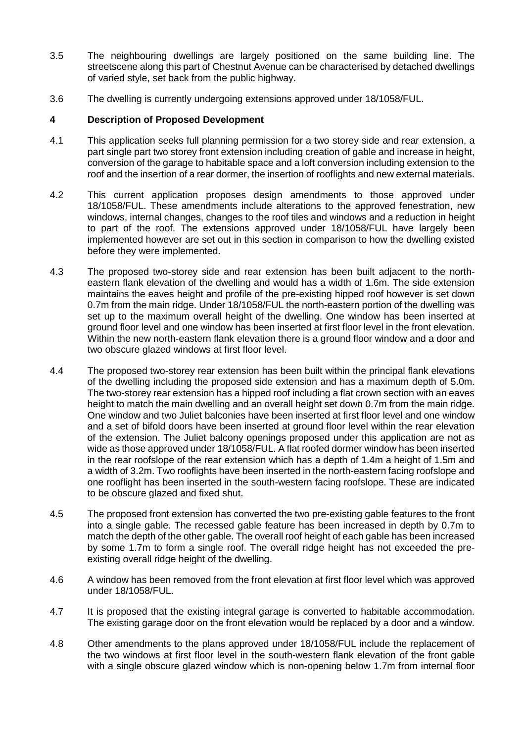3.5 The neighbouring dwellings are largely positioned on the same building line. The streetscene along this part of Chestnut Avenue can be characterised by detached dwellings of varied style, set back from the public highway.

3.6 The dwelling is currently undergoing extensions approved under 18/1058/FUL.

## 4 Description of Proposed Development

4.1 This application seeks full planning permission for a two storey side and rear extension, a part single part two storey front extension including creation of gable and increase in height, conversion of the garage to habitable space and a loft conversion including extension to the roof and the insertion of a rear dormer, the insertion of rooflights and new external materials.

4.2 This current application proposes design amendments to those approved under 18/1058/FUL. These amendments include alterations to the approved fenestration, new windows, internal changes, changes to the roof tiles and windows and a reduction in height to part of the roof. The extensions approved under 18/1058/FUL have largely been implemented however are set out in this section in comparison to how the dwelling existed before they were implemented.

4.3 The proposed two-storey side and rear extension has been built adjacent to the north-eastern flank elevation of the dwelling and would has a width of 1.6m. The side extension maintains the eaves height and profile of the pre-existing hipped roof however is set down 0.7m from the main ridge. Under 18/1058/FUL the north-eastern portion of the dwelling was set up to the maximum overall height of the dwelling. One window has been inserted at ground floor level and one window has been inserted at first floor level in the front elevation. Within the new north-eastern flank elevation there is a ground floor window and a door and two obscure glazed windows at first floor level.

4.4 The proposed two-storey rear extension has been built within the principal flank elevations of the dwelling including the proposed side extension and has a maximum depth of 5.0m. The two-storey rear extension has a hipped roof including a flat crown section with an eaves height to match the main dwelling and an overall height set down 0.7m from the main ridge. One window and two Juliet balconies have been inserted at first floor level and one window and a set of bifold doors have been inserted at ground floor level within the rear elevation of the extension. The Juliet balcony openings proposed under this application are not as wide as those approved under 18/1058/FUL. A flat roofed dormer window has been inserted in the rear roofslope of the rear extension which has a depth of 1.4m a height of 1.5m and a width of 3.2m. Two rooflights have been inserted in the north-eastern facing roofslope and one rooflight has been inserted in the south-western facing roofslope. These are indicated to be obscure glazed and fixed shut.

4.5 The proposed front extension has converted the two pre-existing gable features to the front into a single gable. The recessed gable feature has been increased in depth by 0.7m to match the depth of the other gable. The overall roof height of each gable has been increased by some 1.7m to form a single roof. The overall ridge height has not exceeded the pre-existing overall ridge height of the dwelling.

4.6 A window has been removed from the front elevation at first floor level which was approved under 18/1058/FUL.

4.7 It is proposed that the existing integral garage is converted to habitable accommodation. The existing garage door on the front elevation would be replaced by a door and a window.

4.8 Other amendments to the plans approved under 18/1058/FUL include the replacement of the two windows at first floor level in the south-western flank elevation of the front gable with a single obscure glazed window which is non-opening below 1.7m from internal floor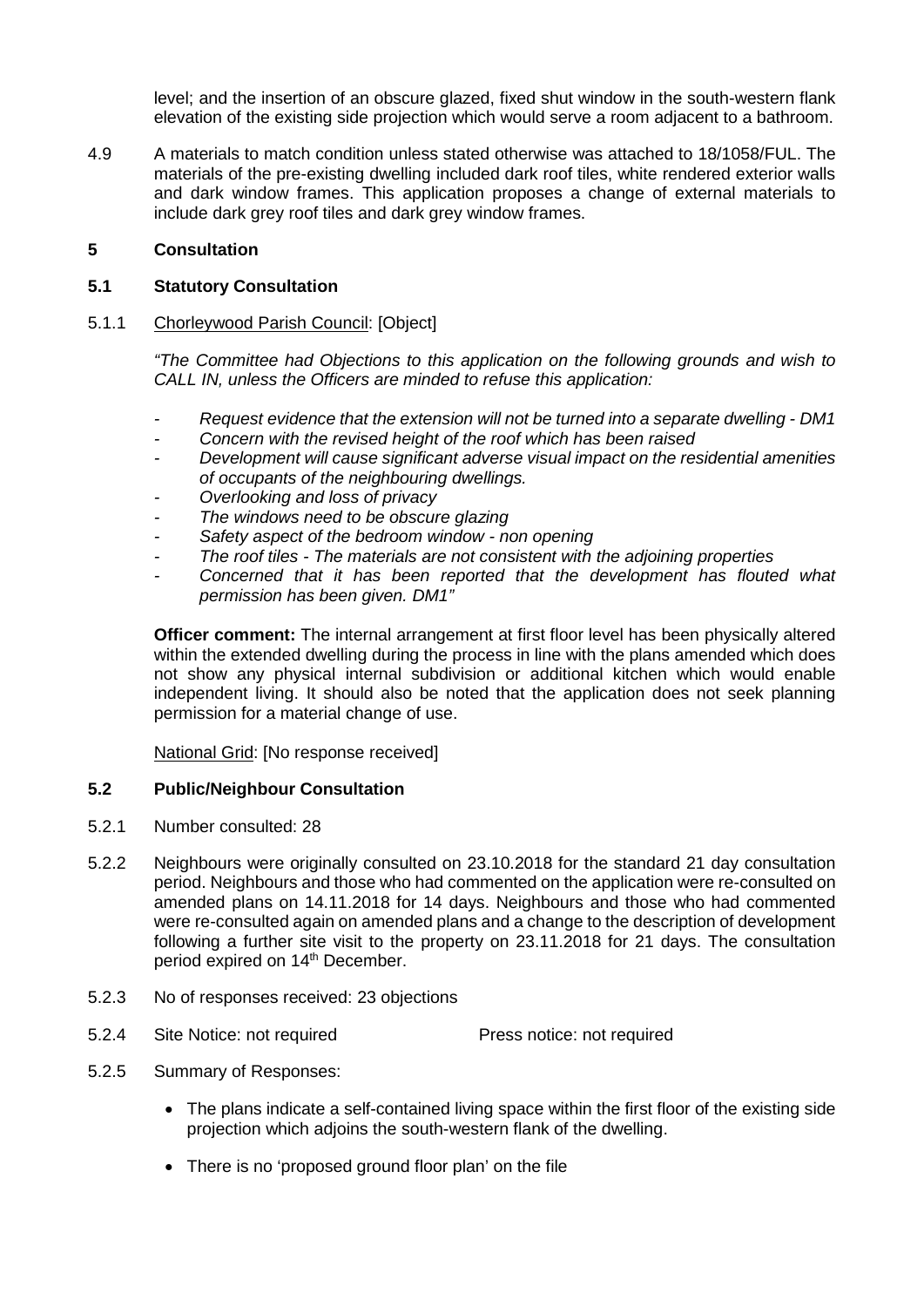level; and the insertion of an obscure glazed, fixed shut window in the south-western flank elevation of the existing side projection which would serve a room adjacent to a bathroom.

4.9 A materials to match condition unless stated otherwise was attached to 18/1058/FUL. The materials of the pre-existing dwelling included dark roof tiles, white rendered exterior walls and dark window frames. This application proposes a change of external materials to include dark grey roof tiles and dark grey window frames.

## 5 Consultation

### 5.1 Statutory Consultation

5.1.1 Chorleywood Parish Council: [Object]

*"The Committee had Objections to this application on the following grounds and wish to CALL IN, unless the Officers are minded to refuse this application:*

- *Request evidence that the extension will not be turned into a separate dwelling - DM1*
- *Concern with the revised height of the roof which has been raised*
- *Development will cause significant adverse visual impact on the residential amenities of occupants of the neighbouring dwellings.*
- *Overlooking and loss of privacy*
- *The windows need to be obscure glazing*
- *Safety aspect of the bedroom window - non opening*
- *The roof tiles - The materials are not consistent with the adjoining properties*
- *Concerned that it has been reported that the development has flouted what permission has been given. DM1"*

**Officer comment:** The internal arrangement at first floor level has been physically altered within the extended dwelling during the process in line with the plans amended which does not show any physical internal subdivision or additional kitchen which would enable independent living. It should also be noted that the application does not seek planning permission for a material change of use.

National Grid: [No response received]

### 5.2 Public/Neighbour Consultation

5.2.1 Number consulted: 28

5.2.2 Neighbours were originally consulted on 23.10.2018 for the standard 21 day consultation period. Neighbours and those who had commented on the application were re-consulted on amended plans on 14.11.2018 for 14 days. Neighbours and those who had commented were re-consulted again on amended plans and a change to the description of development following a further site visit to the property on 23.11.2018 for 21 days. The consultation period expired on 14th December.

5.2.3 No of responses received: 23 objections

5.2.4 Site Notice: not required        Press notice: not required

5.2.5 Summary of Responses:

- The plans indicate a self-contained living space within the first floor of the existing side projection which adjoins the south-western flank of the dwelling.
- There is no 'proposed ground floor plan' on the file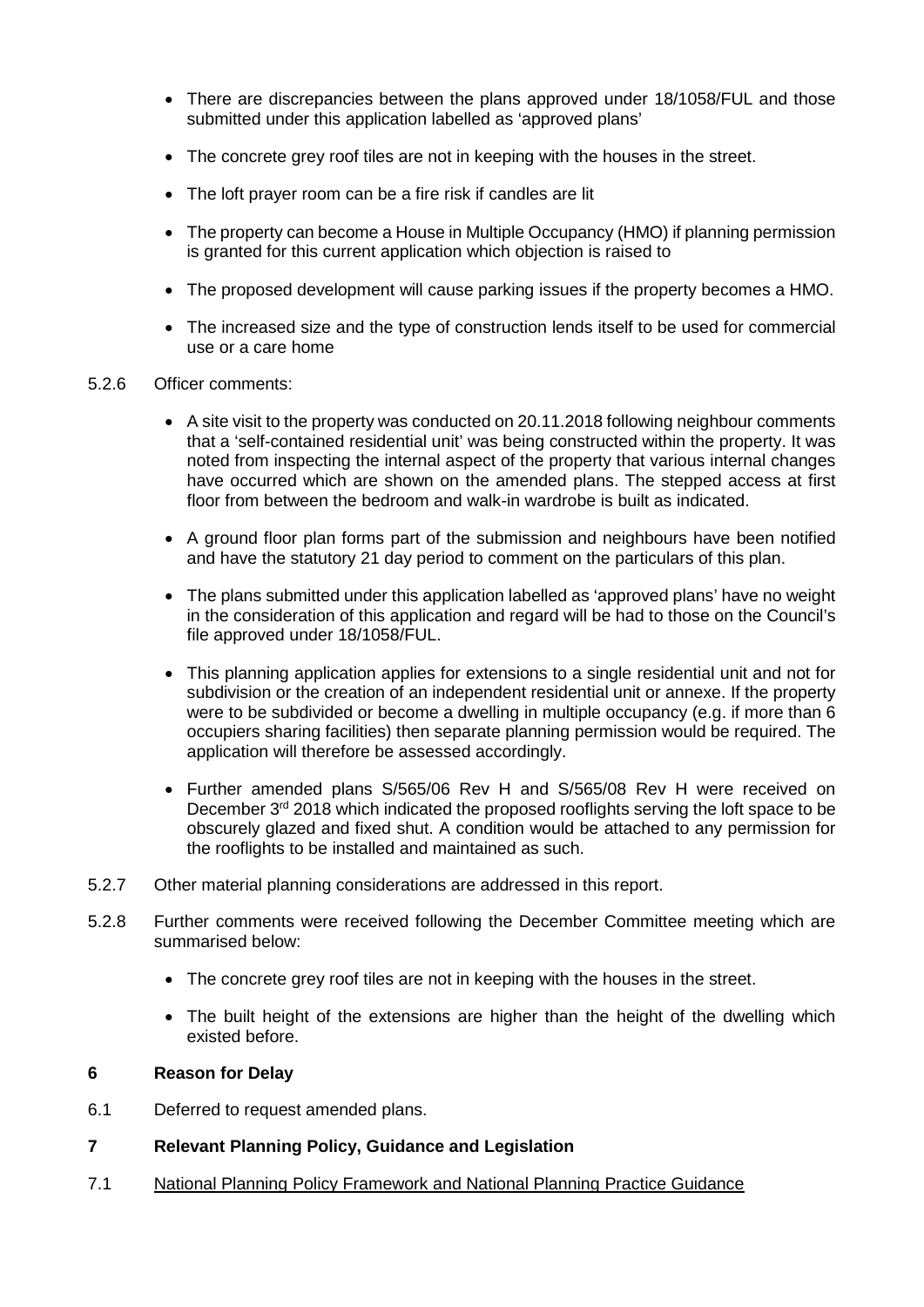- There are discrepancies between the plans approved under 18/1058/FUL and those submitted under this application labelled as 'approved plans'
- The concrete grey roof tiles are not in keeping with the houses in the street.
- The loft prayer room can be a fire risk if candles are lit
- The property can become a House in Multiple Occupancy (HMO) if planning permission is granted for this current application which objection is raised to
- The proposed development will cause parking issues if the property becomes a HMO.
- The increased size and the type of construction lends itself to be used for commercial use or a care home

5.2.6 Officer comments:

- A site visit to the property was conducted on 20.11.2018 following neighbour comments that a 'self-contained residential unit' was being constructed within the property. It was noted from inspecting the internal aspect of the property that various internal changes have occurred which are shown on the amended plans. The stepped access at first floor from between the bedroom and walk-in wardrobe is built as indicated.
- A ground floor plan forms part of the submission and neighbours have been notified and have the statutory 21 day period to comment on the particulars of this plan.
- The plans submitted under this application labelled as 'approved plans' have no weight in the consideration of this application and regard will be had to those on the Council's file approved under 18/1058/FUL.
- This planning application applies for extensions to a single residential unit and not for subdivision or the creation of an independent residential unit or annexe. If the property were to be subdivided or become a dwelling in multiple occupancy (e.g. if more than 6 occupiers sharing facilities) then separate planning permission would be required. The application will therefore be assessed accordingly.
- Further amended plans S/565/06 Rev H and S/565/08 Rev H were received on December 3rd 2018 which indicated the proposed rooflights serving the loft space to be obscurely glazed and fixed shut. A condition would be attached to any permission for the rooflights to be installed and maintained as such.

5.2.7 Other material planning considerations are addressed in this report.

5.2.8 Further comments were received following the December Committee meeting which are summarised below:

- The concrete grey roof tiles are not in keeping with the houses in the street.
- The built height of the extensions are higher than the height of the dwelling which existed before.

## 6 Reason for Delay

6.1 Deferred to request amended plans.

## 7 Relevant Planning Policy, Guidance and Legislation

7.1 National Planning Policy Framework and National Planning Practice Guidance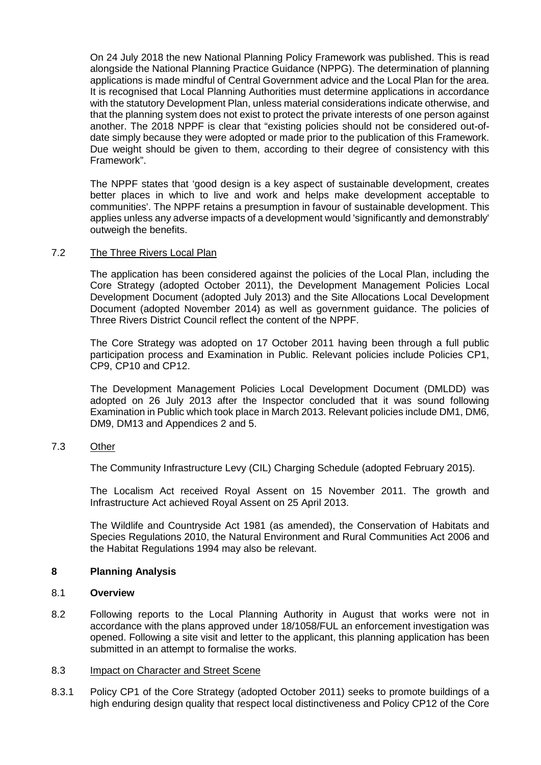On 24 July 2018 the new National Planning Policy Framework was published. This is read alongside the National Planning Practice Guidance (NPPG). The determination of planning applications is made mindful of Central Government advice and the Local Plan for the area. It is recognised that Local Planning Authorities must determine applications in accordance with the statutory Development Plan, unless material considerations indicate otherwise, and that the planning system does not exist to protect the private interests of one person against another. The 2018 NPPF is clear that "existing policies should not be considered out-of-date simply because they were adopted or made prior to the publication of this Framework. Due weight should be given to them, according to their degree of consistency with this Framework".

The NPPF states that 'good design is a key aspect of sustainable development, creates better places in which to live and work and helps make development acceptable to communities'. The NPPF retains a presumption in favour of sustainable development. This applies unless any adverse impacts of a development would 'significantly and demonstrably' outweigh the benefits.

7.2 The Three Rivers Local Plan

The application has been considered against the policies of the Local Plan, including the Core Strategy (adopted October 2011), the Development Management Policies Local Development Document (adopted July 2013) and the Site Allocations Local Development Document (adopted November 2014) as well as government guidance. The policies of Three Rivers District Council reflect the content of the NPPF.

The Core Strategy was adopted on 17 October 2011 having been through a full public participation process and Examination in Public. Relevant policies include Policies CP1, CP9, CP10 and CP12.

The Development Management Policies Local Development Document (DMLDD) was adopted on 26 July 2013 after the Inspector concluded that it was sound following Examination in Public which took place in March 2013. Relevant policies include DM1, DM6, DM9, DM13 and Appendices 2 and 5.

7.3 Other

The Community Infrastructure Levy (CIL) Charging Schedule (adopted February 2015).

The Localism Act received Royal Assent on 15 November 2011. The growth and Infrastructure Act achieved Royal Assent on 25 April 2013.

The Wildlife and Countryside Act 1981 (as amended), the Conservation of Habitats and Species Regulations 2010, the Natural Environment and Rural Communities Act 2006 and the Habitat Regulations 1994 may also be relevant.

## 8 Planning Analysis

**8.1 Overview**

8.2 Following reports to the Local Planning Authority in August that works were not in accordance with the plans approved under 18/1058/FUL an enforcement investigation was opened. Following a site visit and letter to the applicant, this planning application has been submitted in an attempt to formalise the works.

8.3 Impact on Character and Street Scene

8.3.1 Policy CP1 of the Core Strategy (adopted October 2011) seeks to promote buildings of a high enduring design quality that respect local distinctiveness and Policy CP12 of the Core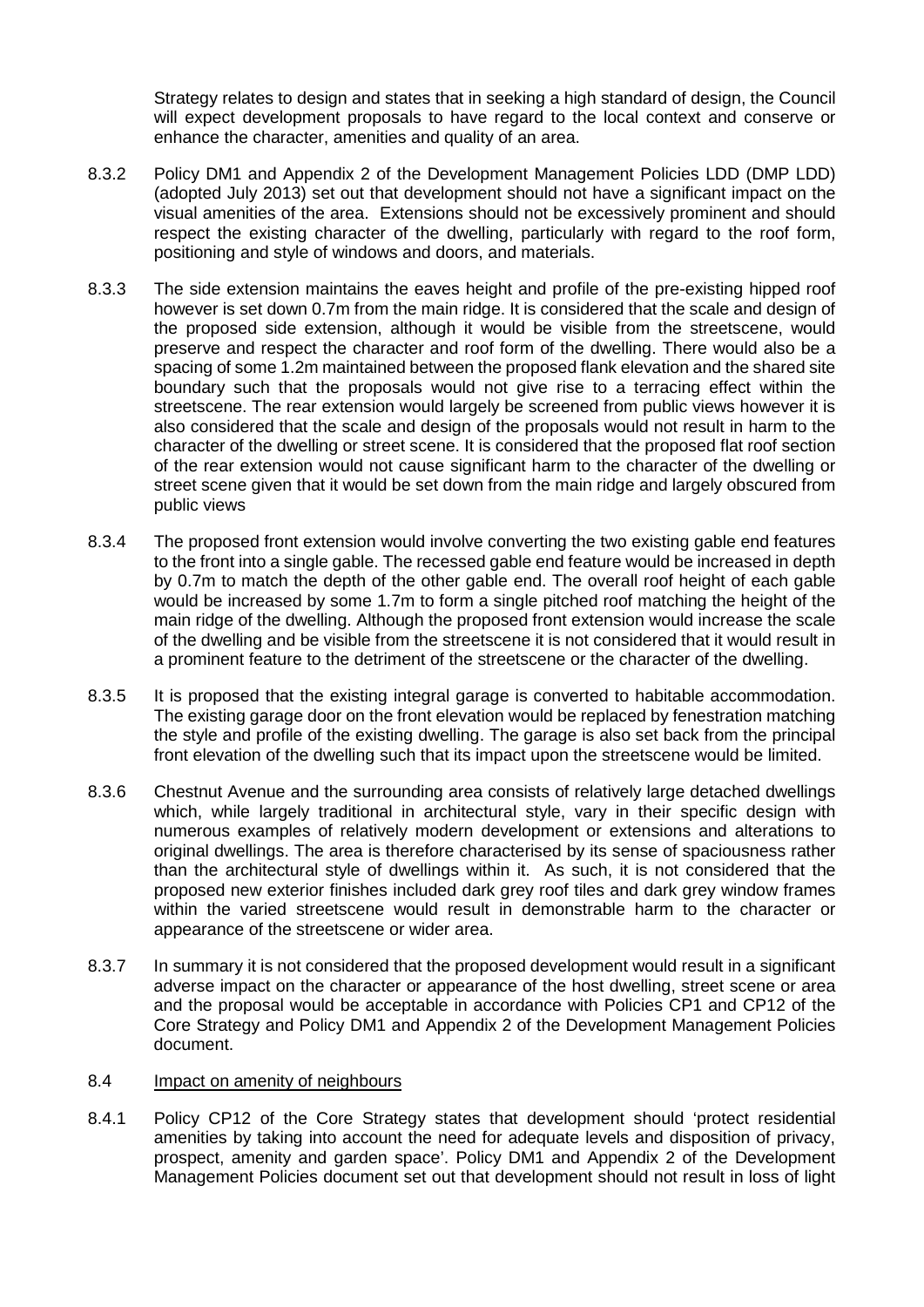Strategy relates to design and states that in seeking a high standard of design, the Council will expect development proposals to have regard to the local context and conserve or enhance the character, amenities and quality of an area.

8.3.2 Policy DM1 and Appendix 2 of the Development Management Policies LDD (DMP LDD) (adopted July 2013) set out that development should not have a significant impact on the visual amenities of the area. Extensions should not be excessively prominent and should respect the existing character of the dwelling, particularly with regard to the roof form, positioning and style of windows and doors, and materials.

8.3.3 The side extension maintains the eaves height and profile of the pre-existing hipped roof however is set down 0.7m from the main ridge. It is considered that the scale and design of the proposed side extension, although it would be visible from the streetscene, would preserve and respect the character and roof form of the dwelling. There would also be a spacing of some 1.2m maintained between the proposed flank elevation and the shared site boundary such that the proposals would not give rise to a terracing effect within the streetscene. The rear extension would largely be screened from public views however it is also considered that the scale and design of the proposals would not result in harm to the character of the dwelling or street scene. It is considered that the proposed flat roof section of the rear extension would not cause significant harm to the character of the dwelling or street scene given that it would be set down from the main ridge and largely obscured from public views

8.3.4 The proposed front extension would involve converting the two existing gable end features to the front into a single gable. The recessed gable end feature would be increased in depth by 0.7m to match the depth of the other gable end. The overall roof height of each gable would be increased by some 1.7m to form a single pitched roof matching the height of the main ridge of the dwelling. Although the proposed front extension would increase the scale of the dwelling and be visible from the streetscene it is not considered that it would result in a prominent feature to the detriment of the streetscene or the character of the dwelling.

8.3.5 It is proposed that the existing integral garage is converted to habitable accommodation. The existing garage door on the front elevation would be replaced by fenestration matching the style and profile of the existing dwelling. The garage is also set back from the principal front elevation of the dwelling such that its impact upon the streetscene would be limited.

8.3.6 Chestnut Avenue and the surrounding area consists of relatively large detached dwellings which, while largely traditional in architectural style, vary in their specific design with numerous examples of relatively modern development or extensions and alterations to original dwellings. The area is therefore characterised by its sense of spaciousness rather than the architectural style of dwellings within it. As such, it is not considered that the proposed new exterior finishes included dark grey roof tiles and dark grey window frames within the varied streetscene would result in demonstrable harm to the character or appearance of the streetscene or wider area.

8.3.7 In summary it is not considered that the proposed development would result in a significant adverse impact on the character or appearance of the host dwelling, street scene or area and the proposal would be acceptable in accordance with Policies CP1 and CP12 of the Core Strategy and Policy DM1 and Appendix 2 of the Development Management Policies document.

8.4 Impact on amenity of neighbours

8.4.1 Policy CP12 of the Core Strategy states that development should 'protect residential amenities by taking into account the need for adequate levels and disposition of privacy, prospect, amenity and garden space'. Policy DM1 and Appendix 2 of the Development Management Policies document set out that development should not result in loss of light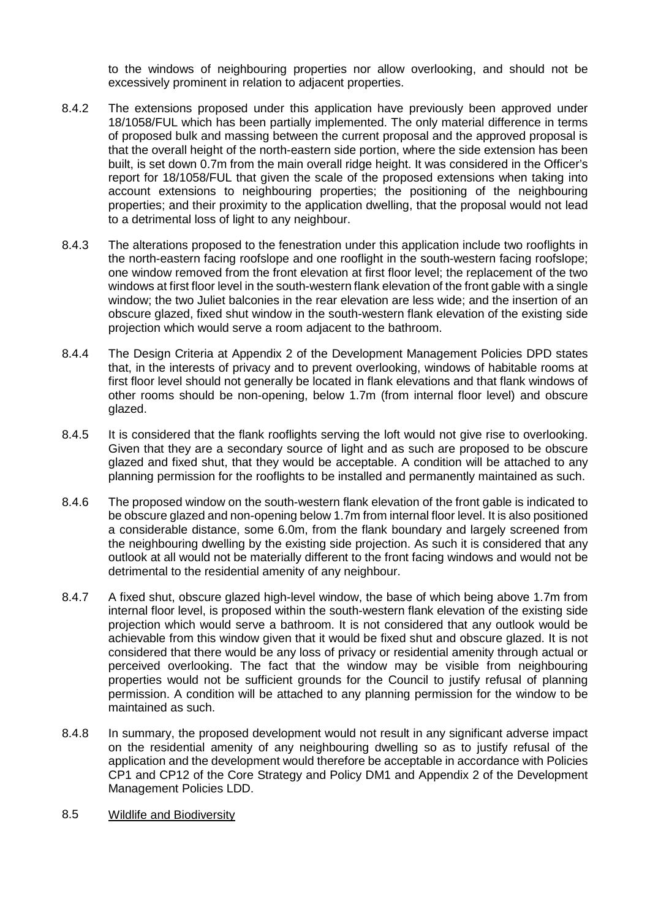to the windows of neighbouring properties nor allow overlooking, and should not be excessively prominent in relation to adjacent properties.

8.4.2 The extensions proposed under this application have previously been approved under 18/1058/FUL which has been partially implemented. The only material difference in terms of proposed bulk and massing between the current proposal and the approved proposal is that the overall height of the north-eastern side portion, where the side extension has been built, is set down 0.7m from the main overall ridge height. It was considered in the Officer's report for 18/1058/FUL that given the scale of the proposed extensions when taking into account extensions to neighbouring properties; the positioning of the neighbouring properties; and their proximity to the application dwelling, that the proposal would not lead to a detrimental loss of light to any neighbour.

8.4.3 The alterations proposed to the fenestration under this application include two rooflights in the north-eastern facing roofslope and one rooflight in the south-western facing roofslope; one window removed from the front elevation at first floor level; the replacement of the two windows at first floor level in the south-western flank elevation of the front gable with a single window; the two Juliet balconies in the rear elevation are less wide; and the insertion of an obscure glazed, fixed shut window in the south-western flank elevation of the existing side projection which would serve a room adjacent to the bathroom.

8.4.4 The Design Criteria at Appendix 2 of the Development Management Policies DPD states that, in the interests of privacy and to prevent overlooking, windows of habitable rooms at first floor level should not generally be located in flank elevations and that flank windows of other rooms should be non-opening, below 1.7m (from internal floor level) and obscure glazed.

8.4.5 It is considered that the flank rooflights serving the loft would not give rise to overlooking. Given that they are a secondary source of light and as such are proposed to be obscure glazed and fixed shut, that they would be acceptable. A condition will be attached to any planning permission for the rooflights to be installed and permanently maintained as such.

8.4.6 The proposed window on the south-western flank elevation of the front gable is indicated to be obscure glazed and non-opening below 1.7m from internal floor level. It is also positioned a considerable distance, some 6.0m, from the flank boundary and largely screened from the neighbouring dwelling by the existing side projection. As such it is considered that any outlook at all would not be materially different to the front facing windows and would not be detrimental to the residential amenity of any neighbour.

8.4.7 A fixed shut, obscure glazed high-level window, the base of which being above 1.7m from internal floor level, is proposed within the south-western flank elevation of the existing side projection which would serve a bathroom. It is not considered that any outlook would be achievable from this window given that it would be fixed shut and obscure glazed. It is not considered that there would be any loss of privacy or residential amenity through actual or perceived overlooking. The fact that the window may be visible from neighbouring properties would not be sufficient grounds for the Council to justify refusal of planning permission. A condition will be attached to any planning permission for the window to be maintained as such.

8.4.8 In summary, the proposed development would not result in any significant adverse impact on the residential amenity of any neighbouring dwelling so as to justify refusal of the application and the development would therefore be acceptable in accordance with Policies CP1 and CP12 of the Core Strategy and Policy DM1 and Appendix 2 of the Development Management Policies LDD.

8.5 <u>Wildlife and Biodiversity</u>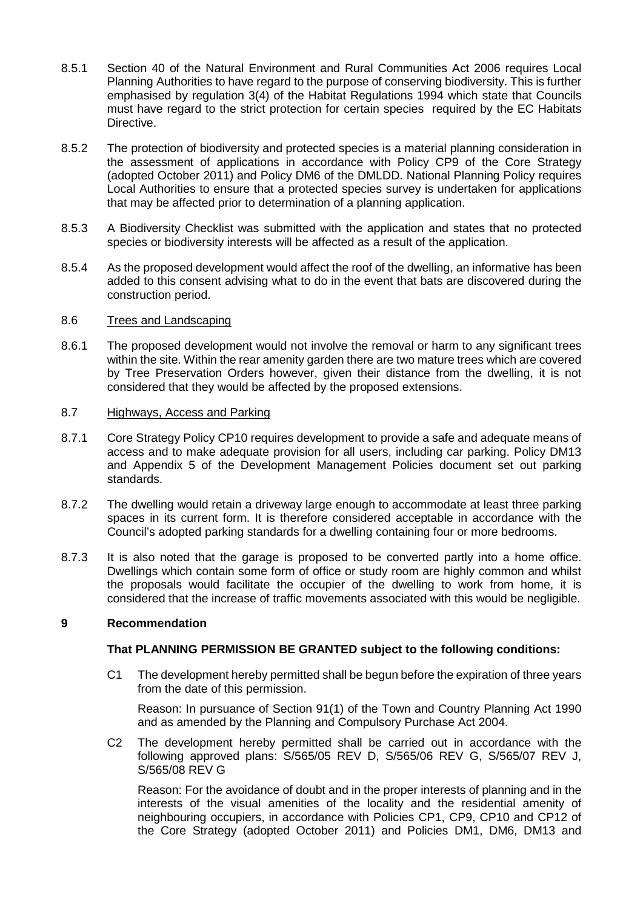8.5.1 Section 40 of the Natural Environment and Rural Communities Act 2006 requires Local Planning Authorities to have regard to the purpose of conserving biodiversity. This is further emphasised by regulation 3(4) of the Habitat Regulations 1994 which state that Councils must have regard to the strict protection for certain species required by the EC Habitats Directive.

8.5.2 The protection of biodiversity and protected species is a material planning consideration in the assessment of applications in accordance with Policy CP9 of the Core Strategy (adopted October 2011) and Policy DM6 of the DMLDD. National Planning Policy requires Local Authorities to ensure that a protected species survey is undertaken for applications that may be affected prior to determination of a planning application.

8.5.3 A Biodiversity Checklist was submitted with the application and states that no protected species or biodiversity interests will be affected as a result of the application.

8.5.4 As the proposed development would affect the roof of the dwelling, an informative has been added to this consent advising what to do in the event that bats are discovered during the construction period.

8.6 Trees and Landscaping

8.6.1 The proposed development would not involve the removal or harm to any significant trees within the site. Within the rear amenity garden there are two mature trees which are covered by Tree Preservation Orders however, given their distance from the dwelling, it is not considered that they would be affected by the proposed extensions.

8.7 Highways, Access and Parking

8.7.1 Core Strategy Policy CP10 requires development to provide a safe and adequate means of access and to make adequate provision for all users, including car parking. Policy DM13 and Appendix 5 of the Development Management Policies document set out parking standards.

8.7.2 The dwelling would retain a driveway large enough to accommodate at least three parking spaces in its current form. It is therefore considered acceptable in accordance with the Council's adopted parking standards for a dwelling containing four or more bedrooms.

8.7.3 It is also noted that the garage is proposed to be converted partly into a home office. Dwellings which contain some form of office or study room are highly common and whilst the proposals would facilitate the occupier of the dwelling to work from home, it is considered that the increase of traffic movements associated with this would be negligible.

## 9 Recommendation

**That PLANNING PERMISSION BE GRANTED subject to the following conditions:**

C1 The development hereby permitted shall be begun before the expiration of three years from the date of this permission.

Reason: In pursuance of Section 91(1) of the Town and Country Planning Act 1990 and as amended by the Planning and Compulsory Purchase Act 2004.

C2 The development hereby permitted shall be carried out in accordance with the following approved plans: S/565/05 REV D, S/565/06 REV G, S/565/07 REV J, S/565/08 REV G

Reason: For the avoidance of doubt and in the proper interests of planning and in the interests of the visual amenities of the locality and the residential amenity of neighbouring occupiers, in accordance with Policies CP1, CP9, CP10 and CP12 of the Core Strategy (adopted October 2011) and Policies DM1, DM6, DM13 and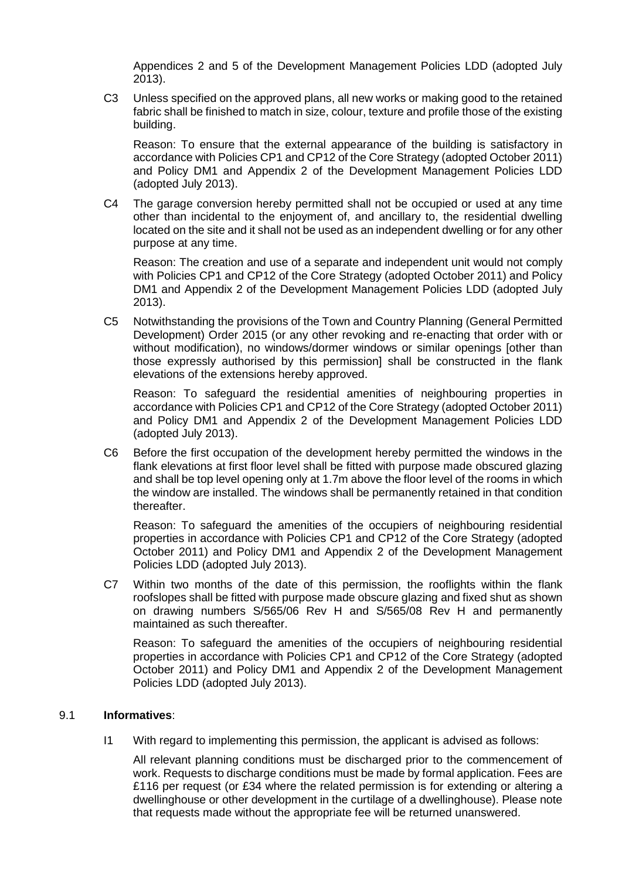Appendices 2 and 5 of the Development Management Policies LDD (adopted July 2013).

C3 Unless specified on the approved plans, all new works or making good to the retained fabric shall be finished to match in size, colour, texture and profile those of the existing building.

Reason: To ensure that the external appearance of the building is satisfactory in accordance with Policies CP1 and CP12 of the Core Strategy (adopted October 2011) and Policy DM1 and Appendix 2 of the Development Management Policies LDD (adopted July 2013).

C4 The garage conversion hereby permitted shall not be occupied or used at any time other than incidental to the enjoyment of, and ancillary to, the residential dwelling located on the site and it shall not be used as an independent dwelling or for any other purpose at any time.

Reason: The creation and use of a separate and independent unit would not comply with Policies CP1 and CP12 of the Core Strategy (adopted October 2011) and Policy DM1 and Appendix 2 of the Development Management Policies LDD (adopted July 2013).

C5 Notwithstanding the provisions of the Town and Country Planning (General Permitted Development) Order 2015 (or any other revoking and re-enacting that order with or without modification), no windows/dormer windows or similar openings [other than those expressly authorised by this permission] shall be constructed in the flank elevations of the extensions hereby approved.

Reason: To safeguard the residential amenities of neighbouring properties in accordance with Policies CP1 and CP12 of the Core Strategy (adopted October 2011) and Policy DM1 and Appendix 2 of the Development Management Policies LDD (adopted July 2013).

C6 Before the first occupation of the development hereby permitted the windows in the flank elevations at first floor level shall be fitted with purpose made obscured glazing and shall be top level opening only at 1.7m above the floor level of the rooms in which the window are installed. The windows shall be permanently retained in that condition thereafter.

Reason: To safeguard the amenities of the occupiers of neighbouring residential properties in accordance with Policies CP1 and CP12 of the Core Strategy (adopted October 2011) and Policy DM1 and Appendix 2 of the Development Management Policies LDD (adopted July 2013).

C7 Within two months of the date of this permission, the rooflights within the flank roofslopes shall be fitted with purpose made obscure glazing and fixed shut as shown on drawing numbers S/565/06 Rev H and S/565/08 Rev H and permanently maintained as such thereafter.

Reason: To safeguard the amenities of the occupiers of neighbouring residential properties in accordance with Policies CP1 and CP12 of the Core Strategy (adopted October 2011) and Policy DM1 and Appendix 2 of the Development Management Policies LDD (adopted July 2013).

9.1 **Informatives**:

I1 With regard to implementing this permission, the applicant is advised as follows:

All relevant planning conditions must be discharged prior to the commencement of work. Requests to discharge conditions must be made by formal application. Fees are £116 per request (or £34 where the related permission is for extending or altering a dwellinghouse or other development in the curtilage of a dwellinghouse). Please note that requests made without the appropriate fee will be returned unanswered.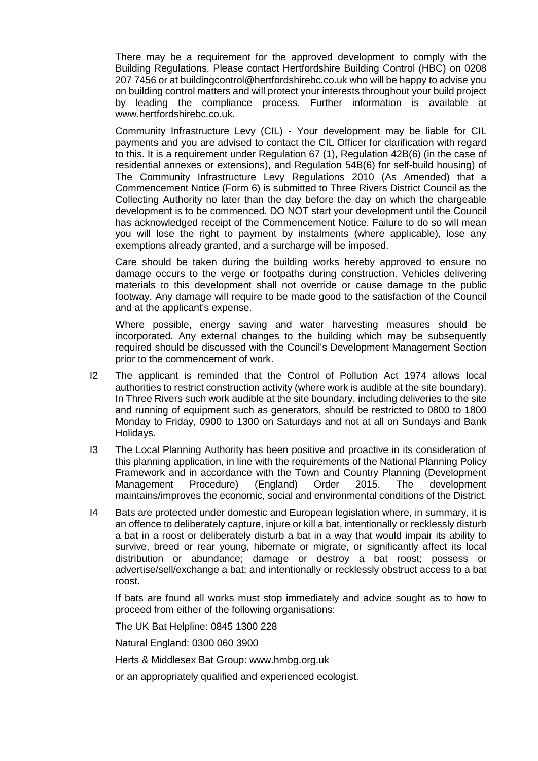There may be a requirement for the approved development to comply with the Building Regulations. Please contact Hertfordshire Building Control (HBC) on 0208 207 7456 or at buildingcontrol@hertfordshirebc.co.uk who will be happy to advise you on building control matters and will protect your interests throughout your build project by leading the compliance process. Further information is available at www.hertfordshirebc.co.uk.

Community Infrastructure Levy (CIL) - Your development may be liable for CIL payments and you are advised to contact the CIL Officer for clarification with regard to this. It is a requirement under Regulation 67 (1), Regulation 42B(6) (in the case of residential annexes or extensions), and Regulation 54B(6) for self-build housing) of The Community Infrastructure Levy Regulations 2010 (As Amended) that a Commencement Notice (Form 6) is submitted to Three Rivers District Council as the Collecting Authority no later than the day before the day on which the chargeable development is to be commenced. DO NOT start your development until the Council has acknowledged receipt of the Commencement Notice. Failure to do so will mean you will lose the right to payment by instalments (where applicable), lose any exemptions already granted, and a surcharge will be imposed.

Care should be taken during the building works hereby approved to ensure no damage occurs to the verge or footpaths during construction. Vehicles delivering materials to this development shall not override or cause damage to the public footway. Any damage will require to be made good to the satisfaction of the Council and at the applicant's expense.

Where possible, energy saving and water harvesting measures should be incorporated. Any external changes to the building which may be subsequently required should be discussed with the Council's Development Management Section prior to the commencement of work.

I2 The applicant is reminded that the Control of Pollution Act 1974 allows local authorities to restrict construction activity (where work is audible at the site boundary). In Three Rivers such work audible at the site boundary, including deliveries to the site and running of equipment such as generators, should be restricted to 0800 to 1800 Monday to Friday, 0900 to 1300 on Saturdays and not at all on Sundays and Bank Holidays.

I3 The Local Planning Authority has been positive and proactive in its consideration of this planning application, in line with the requirements of the National Planning Policy Framework and in accordance with the Town and Country Planning (Development Management Procedure) (England) Order 2015. The development maintains/improves the economic, social and environmental conditions of the District.

I4 Bats are protected under domestic and European legislation where, in summary, it is an offence to deliberately capture, injure or kill a bat, intentionally or recklessly disturb a bat in a roost or deliberately disturb a bat in a way that would impair its ability to survive, breed or rear young, hibernate or migrate, or significantly affect its local distribution or abundance; damage or destroy a bat roost; possess or advertise/sell/exchange a bat; and intentionally or recklessly obstruct access to a bat roost.

If bats are found all works must stop immediately and advice sought as to how to proceed from either of the following organisations:

The UK Bat Helpline: 0845 1300 228

Natural England: 0300 060 3900

Herts & Middlesex Bat Group: www.hmbg.org.uk

or an appropriately qualified and experienced ecologist.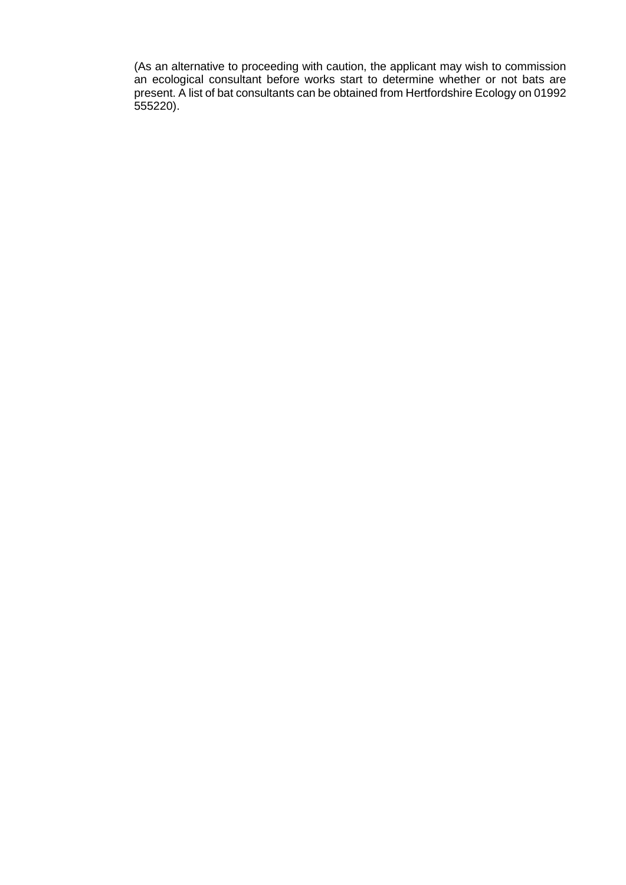(As an alternative to proceeding with caution, the applicant may wish to commission an ecological consultant before works start to determine whether or not bats are present. A list of bat consultants can be obtained from Hertfordshire Ecology on 01992 555220).